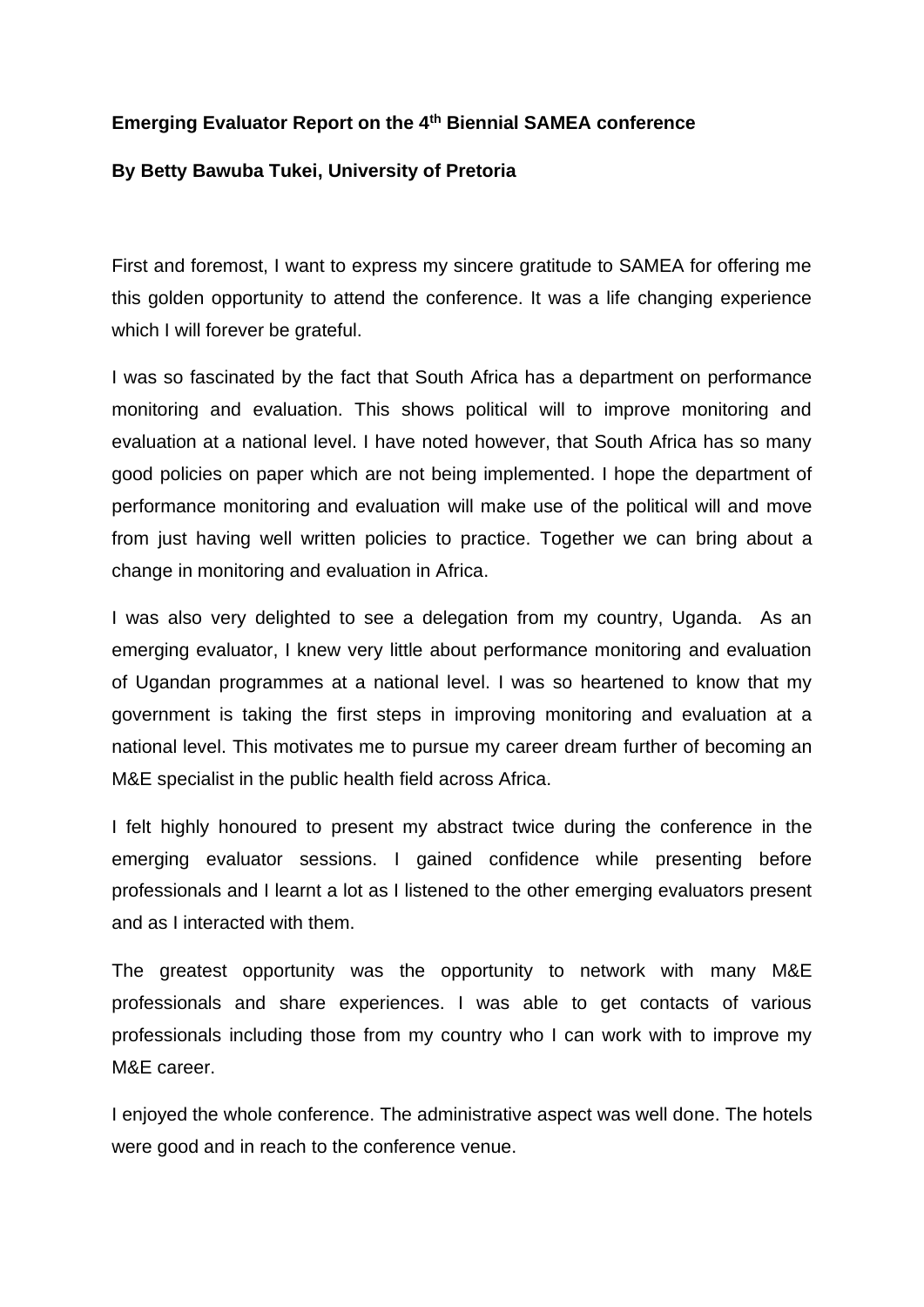**Emerging Evaluator Report on the 4th Biennial SAMEA conference**

**By Betty Bawuba Tukei, University of Pretoria**

First and foremost, I want to express my sincere gratitude to SAMEA for offering me this golden opportunity to attend the conference. It was a life changing experience which I will forever be grateful.

I was so fascinated by the fact that South Africa has a department on performance monitoring and evaluation. This shows political will to improve monitoring and evaluation at a national level. I have noted however, that South Africa has so many good policies on paper which are not being implemented. I hope the department of performance monitoring and evaluation will make use of the political will and move from just having well written policies to practice. Together we can bring about a change in monitoring and evaluation in Africa.

I was also very delighted to see a delegation from my country, Uganda. As an emerging evaluator, I knew very little about performance monitoring and evaluation of Ugandan programmes at a national level. I was so heartened to know that my government is taking the first steps in improving monitoring and evaluation at a national level. This motivates me to pursue my career dream further of becoming an M&E specialist in the public health field across Africa.

I felt highly honoured to present my abstract twice during the conference in the emerging evaluator sessions. I gained confidence while presenting before professionals and I learnt a lot as I listened to the other emerging evaluators present and as I interacted with them.

The greatest opportunity was the opportunity to network with many M&E professionals and share experiences. I was able to get contacts of various professionals including those from my country who I can work with to improve my M&E career.

I enjoyed the whole conference. The administrative aspect was well done. The hotels were good and in reach to the conference venue.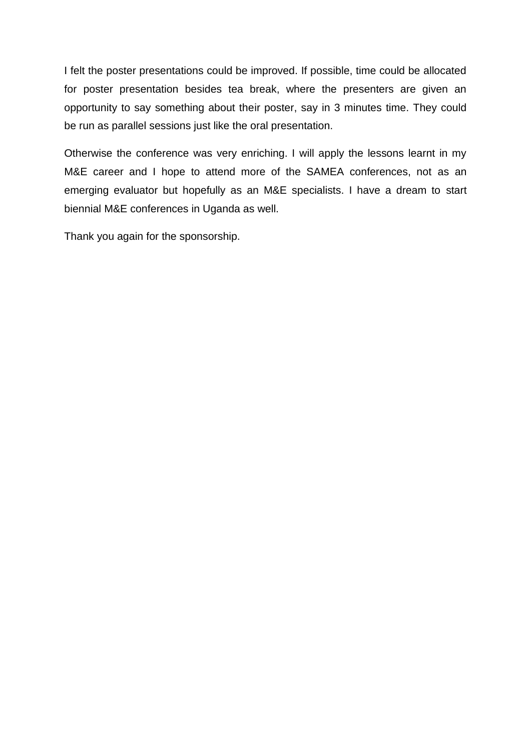I felt the poster presentations could be improved. If possible, time could be allocated for poster presentation besides tea break, where the presenters are given an opportunity to say something about their poster, say in 3 minutes time. They could be run as parallel sessions just like the oral presentation.

Otherwise the conference was very enriching. I will apply the lessons learnt in my M&E career and I hope to attend more of the SAMEA conferences, not as an emerging evaluator but hopefully as an M&E specialists. I have a dream to start biennial M&E conferences in Uganda as well.

Thank you again for the sponsorship.